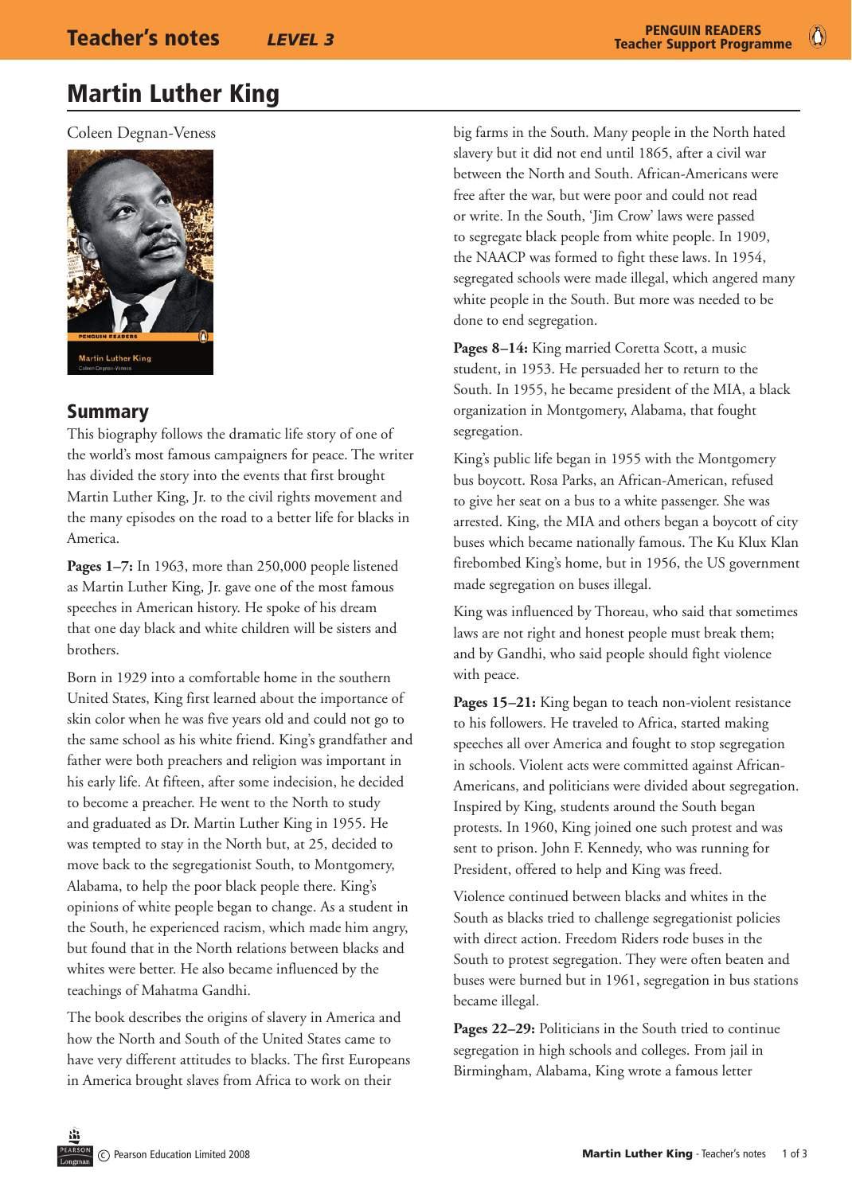# Martin Luther King

Coleen Degnan-Veness

## Summary

This biography follows the dramatic life story of one of the world's most famous campaigners for peace. The writer has divided the story into the events that first brought Martin Luther King, Jr. to the civil rights movement and the many episodes on the road to a better life for blacks in America.

**Pages 1–7:** In 1963, more than 250,000 people listened as Martin Luther King, Jr. gave one of the most famous speeches in American history. He spoke of his dream that one day black and white children will be sisters and brothers.

Born in 1929 into a comfortable home in the southern United States, King first learned about the importance of skin color when he was five years old and could not go to the same school as his white friend. King's grandfather and father were both preachers and religion was important in his early life. At fifteen, after some indecision, he decided to become a preacher. He went to the North to study and graduated as Dr. Martin Luther King in 1955. He was tempted to stay in the North but, at 25, decided to move back to the segregationist South, to Montgomery, Alabama, to help the poor black people there. King's opinions of white people began to change. As a student in the South, he experienced racism, which made him angry, but found that in the North relations between blacks and whites were better. He also became influenced by the teachings of Mahatma Gandhi.

The book describes the origins of slavery in America and how the North and South of the United States came to have very different attitudes to blacks. The first Europeans in America brought slaves from Africa to work on their big farms in the South. Many people in the North hated slavery but it did not end until 1865, after a civil war between the North and South. African-Americans were free after the war, but were poor and could not read or write. In the South, 'Jim Crow' laws were passed to segregate black people from white people. In 1909, the NAACP was formed to fight these laws. In 1954, segregated schools were made illegal, which angered many white people in the South. But more was needed to be done to end segregation.

**Pages 8–14:** King married Coretta Scott, a music student, in 1953. He persuaded her to return to the South. In 1955, he became president of the MIA, a black organization in Montgomery, Alabama, that fought segregation.

King's public life began in 1955 with the Montgomery bus boycott. Rosa Parks, an African-American, refused to give her seat on a bus to a white passenger. She was arrested. King, the MIA and others began a boycott of city buses which became nationally famous. The Ku Klux Klan firebombed King's home, but in 1956, the US government made segregation on buses illegal.

King was influenced by Thoreau, who said that sometimes laws are not right and honest people must break them; and by Gandhi, who said people should fight violence with peace.

**Pages 15–21:** King began to teach non-violent resistance to his followers. He traveled to Africa, started making speeches all over America and fought to stop segregation in schools. Violent acts were committed against African-Americans, and politicians were divided about segregation. Inspired by King, students around the South began protests. In 1960, King joined one such protest and was sent to prison. John F. Kennedy, who was running for President, offered to help and King was freed.

Violence continued between blacks and whites in the South as blacks tried to challenge segregationist policies with direct action. Freedom Riders rode buses in the South to protest segregation. They were often beaten and buses were burned but in 1961, segregation in bus stations became illegal.

**Pages 22–29:** Politicians in the South tried to continue segregation in high schools and colleges. From jail in Birmingham, Alabama, King wrote a famous letter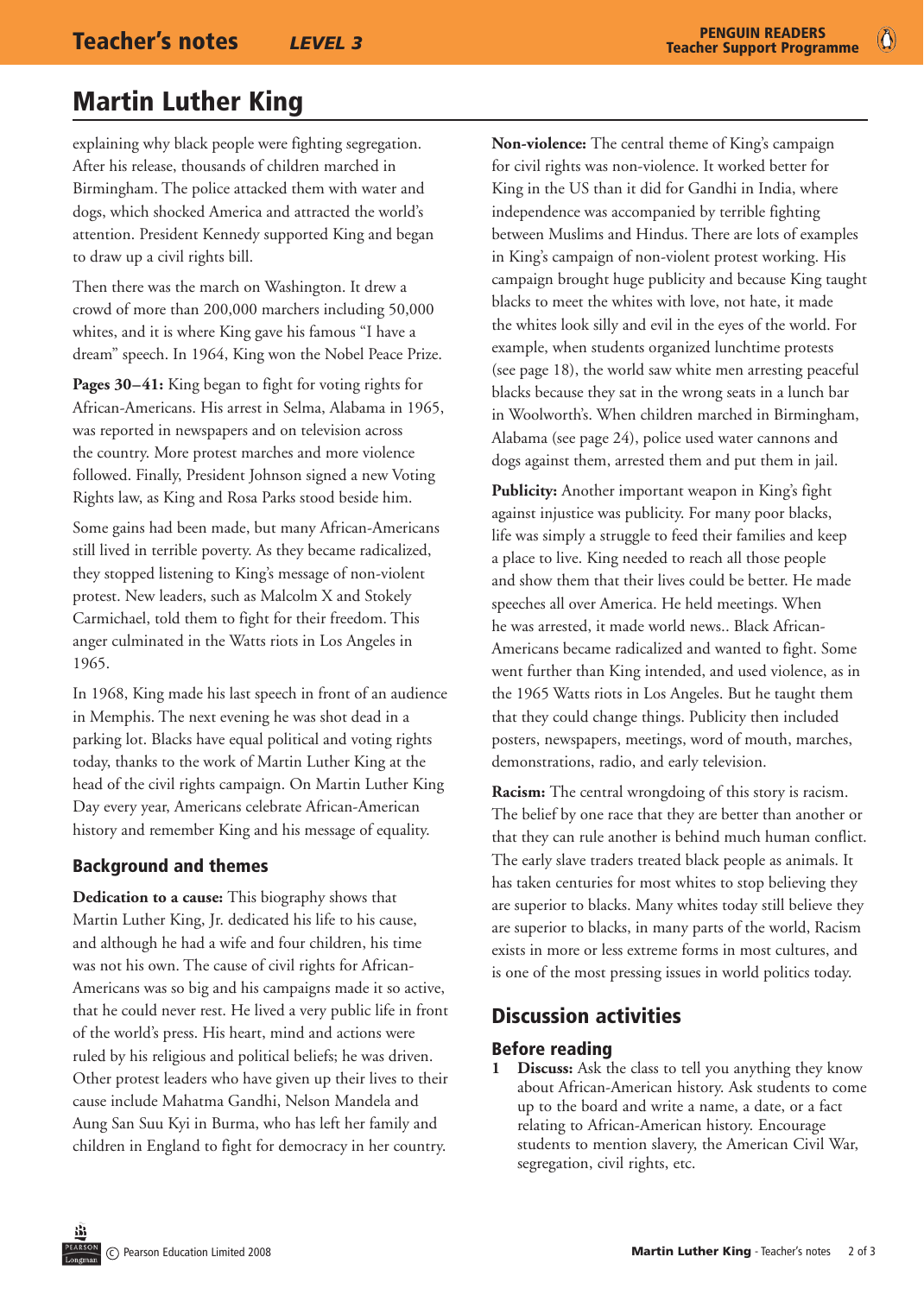# Martin Luther King

explaining why black people were fighting segregation. After his release, thousands of children marched in Birmingham. The police attacked them with water and dogs, which shocked America and attracted the world's attention. President Kennedy supported King and began to draw up a civil rights bill.

Then there was the march on Washington. It drew a crowd of more than 200,000 marchers including 50,000 whites, and it is where King gave his famous "I have a dream" speech. In 1964, King won the Nobel Peace Prize.

**Pages 30–41:** King began to fight for voting rights for African-Americans. His arrest in Selma, Alabama in 1965, was reported in newspapers and on television across the country. More protest marches and more violence followed. Finally, President Johnson signed a new Voting Rights law, as King and Rosa Parks stood beside him.

Some gains had been made, but many African-Americans still lived in terrible poverty. As they became radicalized, they stopped listening to King's message of non-violent protest. New leaders, such as Malcolm X and Stokely Carmichael, told them to fight for their freedom. This anger culminated in the Watts riots in Los Angeles in 1965.

In 1968, King made his last speech in front of an audience in Memphis. The next evening he was shot dead in a parking lot. Blacks have equal political and voting rights today, thanks to the work of Martin Luther King at the head of the civil rights campaign. On Martin Luther King Day every year, Americans celebrate African-American history and remember King and his message of equality.

## Background and themes

**Dedication to a cause:** This biography shows that Martin Luther King, Jr. dedicated his life to his cause, and although he had a wife and four children, his time was not his own. The cause of civil rights for African-Americans was so big and his campaigns made it so active, that he could never rest. He lived a very public life in front of the world's press. His heart, mind and actions were ruled by his religious and political beliefs; he was driven. Other protest leaders who have given up their lives to their cause include Mahatma Gandhi, Nelson Mandela and Aung San Suu Kyi in Burma, who has left her family and children in England to fight for democracy in her country.

**Non-violence:** The central theme of King's campaign for civil rights was non-violence. It worked better for King in the US than it did for Gandhi in India, where independence was accompanied by terrible fighting between Muslims and Hindus. There are lots of examples in King's campaign of non-violent protest working. His campaign brought huge publicity and because King taught blacks to meet the whites with love, not hate, it made the whites look silly and evil in the eyes of the world. For example, when students organized lunchtime protests (see page 18), the world saw white men arresting peaceful blacks because they sat in the wrong seats in a lunch bar in Woolworth's. When children marched in Birmingham, Alabama (see page 24), police used water cannons and dogs against them, arrested them and put them in jail.

**Publicity:** Another important weapon in King's fight against injustice was publicity. For many poor blacks, life was simply a struggle to feed their families and keep a place to live. King needed to reach all those people and show them that their lives could be better. He made speeches all over America. He held meetings. When he was arrested, it made world news.. Black African-Americans became radicalized and wanted to fight. Some went further than King intended, and used violence, as in the 1965 Watts riots in Los Angeles. But he taught them that they could change things. Publicity then included posters, newspapers, meetings, word of mouth, marches, demonstrations, radio, and early television.

**Racism:** The central wrongdoing of this story is racism. The belief by one race that they are better than another or that they can rule another is behind much human conflict. The early slave traders treated black people as animals. It has taken centuries for most whites to stop believing they are superior to blacks. Many whites today still believe they are superior to blacks, in many parts of the world, Racism exists in more or less extreme forms in most cultures, and is one of the most pressing issues in world politics today.

## Discussion activities

### Before reading

1. **Discuss:** Ask the class to tell you anything they know about African-American history. Ask students to come up to the board and write a name, a date, or a fact relating to African-American history. Encourage students to mention slavery, the American Civil War, segregation, civil rights, etc.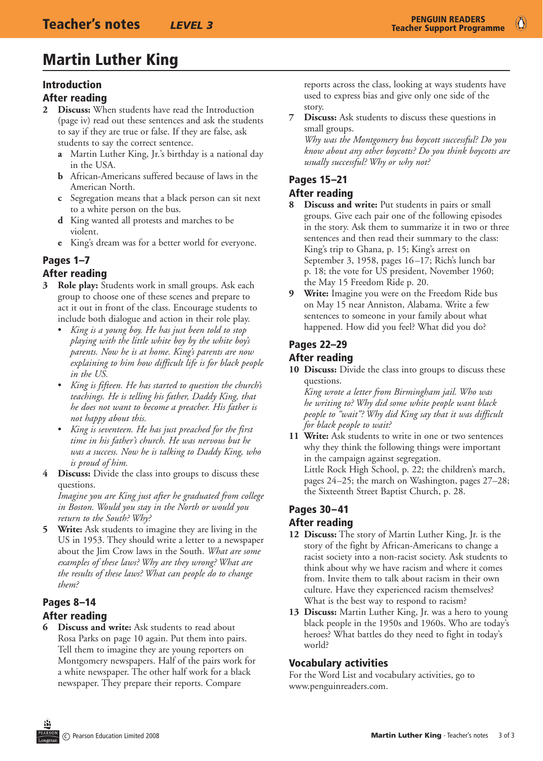# Martin Luther King

## Introduction

### After reading

2 **Discuss:** When students have read the Introduction (page iv) read out these sentences and ask the students to say if they are true or false. If they are false, ask students to say the correct sentence.

- **a** Martin Luther King, Jr.'s birthday is a national day in the USA.
- **b** African-Americans suffered because of laws in the American North.
- **c** Segregation means that a black person can sit next to a white person on the bus.
- **d** King wanted all protests and marches to be violent.
- **e** King's dream was for a better world for everyone.

## Pages 1–7

### After reading

3 **Role play:** Students work in small groups. Ask each group to choose one of these scenes and prepare to act it out in front of the class. Encourage students to include both dialogue and action in their role play.

- *King is a young boy. He has just been told to stop playing with the little white boy by the white boy's parents. Now he is at home. King's parents are now explaining to him how difficult life is for black people in the US.*
- *King is fifteen. He has started to question the church's teachings. He is telling his father, Daddy King, that he does not want to become a preacher. His father is not happy about this.*
- *King is seventeen. He has just preached for the first time in his father's church. He was nervous but he was a success. Now he is talking to Daddy King, who is proud of him.*

4 **Discuss:** Divide the class into groups to discuss these questions.
*Imagine you are King just after he graduated from college in Boston. Would you stay in the North or would you return to the South? Why?*

5 **Write:** Ask students to imagine they are living in the US in 1953. They should write a letter to a newspaper about the Jim Crow laws in the South. *What are some examples of these laws? Why are they wrong? What are the results of these laws? What can people do to change them?*

## Pages 8–14

### After reading

6 **Discuss and write:** Ask students to read about Rosa Parks on page 10 again. Put them into pairs. Tell them to imagine they are young reporters on Montgomery newspapers. Half of the pairs work for a white newspaper. The other half work for a black newspaper. They prepare their reports. Compare reports across the class, looking at ways students have used to express bias and give only one side of the story.

7 **Discuss:** Ask students to discuss these questions in small groups.
*Why was the Montgomery bus boycott successful? Do you know about any other boycotts? Do you think boycotts are usually successful? Why or why not?*

## Pages 15–21

### After reading

8 **Discuss and write:** Put students in pairs or small groups. Give each pair one of the following episodes in the story. Ask them to summarize it in two or three sentences and then read their summary to the class: King's trip to Ghana, p. 15; King's arrest on September 3, 1958, pages 16–17; Rich's lunch bar p. 18; the vote for US president, November 1960; the May 15 Freedom Ride p. 20.

9 **Write:** Imagine you were on the Freedom Ride bus on May 15 near Anniston, Alabama. Write a few sentences to someone in your family about what happened. How did you feel? What did you do?

## Pages 22–29

### After reading

10 **Discuss:** Divide the class into groups to discuss these questions.
*King wrote a letter from Birmingham jail. Who was he writing to? Why did some white people want black people to "wait"? Why did King say that it was difficult for black people to wait?*

11 **Write:** Ask students to write in one or two sentences why they think the following things were important in the campaign against segregation.
Little Rock High School, p. 22; the children's march, pages 24–25; the march on Washington, pages 27–28; the Sixteenth Street Baptist Church, p. 28.

## Pages 30–41

### After reading

12 **Discuss:** The story of Martin Luther King, Jr. is the story of the fight by African-Americans to change a racist society into a non-racist society. Ask students to think about why we have racism and where it comes from. Invite them to talk about racism in their own culture. Have they experienced racism themselves? What is the best way to respond to racism?

13 **Discuss:** Martin Luther King, Jr. was a hero to young black people in the 1950s and 1960s. Who are today's heroes? What battles do they need to fight in today's world?

## Vocabulary activities

For the Word List and vocabulary activities, go to www.penguinreaders.com.

© Pearson Education Limited 2008